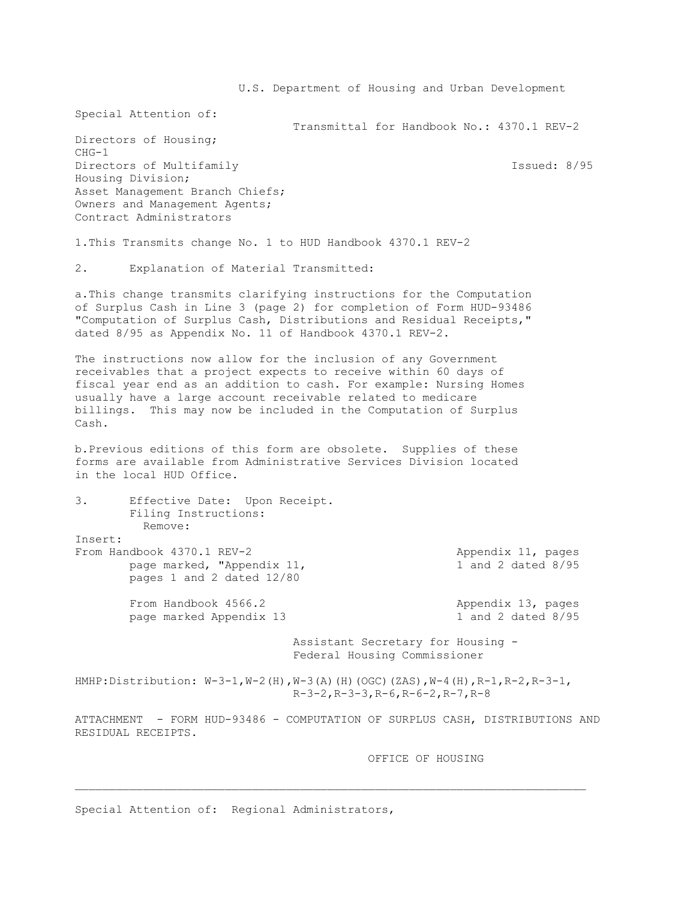U.S. Department of Housing and Urban Development

Special Attention of:

Transmittal for Handbook No.: 4370.1 REV-2

Directors of Housing;
CHG-1
Directors of Multifamily Housing Division;
Asset Management Branch Chiefs;
Owners and Management Agents;
Contract Administrators

Issued: 8/95

1. This Transmits change No. 1 to HUD Handbook 4370.1 REV-2

2. Explanation of Material Transmitted:

a. This change transmits clarifying instructions for the Computation of Surplus Cash in Line 3 (page 2) for completion of Form HUD-93486 "Computation of Surplus Cash, Distributions and Residual Receipts," dated 8/95 as Appendix No. 11 of Handbook 4370.1 REV-2.

The instructions now allow for the inclusion of any Government receivables that a project expects to receive within 60 days of fiscal year end as an addition to cash. For example: Nursing Homes usually have a large account receivable related to medicare billings. This may now be included in the Computation of Surplus Cash.

b. Previous editions of this form are obsolete. Supplies of these forms are available from Administrative Services Division located in the local HUD Office.

3. Effective Date: Upon Receipt.
   Filing Instructions:

| Remove: | Insert: |
|---|---|
| From Handbook 4370.1 REV-2 page marked, "Appendix 11, pages 1 and 2 dated 12/80 | Appendix 11, pages 1 and 2 dated 8/95 |
| From Handbook 4566.2 page marked Appendix 13 | Appendix 13, pages 1 and 2 dated 8/95 |

Assistant Secretary for Housing -
Federal Housing Commissioner

HMHP:Distribution: W-3-1,W-2(H),W-3(A)(H)(OGC)(ZAS),W-4(H),R-1,R-2,R-3-1, R-3-2,R-3-3,R-6,R-6-2,R-7,R-8

ATTACHMENT - FORM HUD-93486 - COMPUTATION OF SURPLUS CASH, DISTRIBUTIONS AND RESIDUAL RECEIPTS.

OFFICE OF HOUSING

---

Special Attention of: Regional Administrators,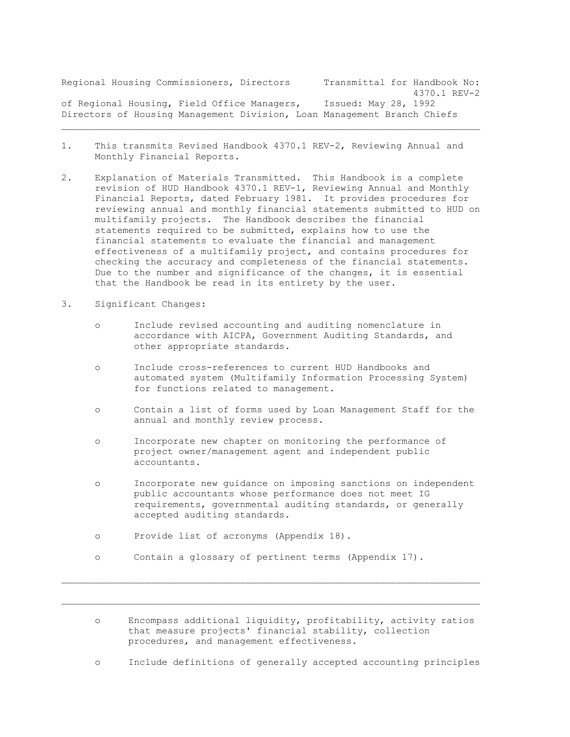Regional Housing Commissioners, Directors of Regional Housing, Field Office Managers, Directors of Housing Management Division, Loan Management Branch Chiefs

Transmittal for Handbook No: 4370.1 REV-2
Issued: May 28, 1992

---

1. This transmits Revised Handbook 4370.1 REV-2, Reviewing Annual and Monthly Financial Reports.

2. Explanation of Materials Transmitted. This Handbook is a complete revision of HUD Handbook 4370.1 REV-1, Reviewing Annual and Monthly Financial Reports, dated February 1981. It provides procedures for reviewing annual and monthly financial statements submitted to HUD on multifamily projects. The Handbook describes the financial statements required to be submitted, explains how to use the financial statements to evaluate the financial and management effectiveness of a multifamily project, and contains procedures for checking the accuracy and completeness of the financial statements. Due to the number and significance of the changes, it is essential that the Handbook be read in its entirety by the user.

3. Significant Changes:

   o Include revised accounting and auditing nomenclature in accordance with AICPA, Government Auditing Standards, and other appropriate standards.

   o Include cross-references to current HUD Handbooks and automated system (Multifamily Information Processing System) for functions related to management.

   o Contain a list of forms used by Loan Management Staff for the annual and monthly review process.

   o Incorporate new chapter on monitoring the performance of project owner/management agent and independent public accountants.

   o Incorporate new guidance on imposing sanctions on independent public accountants whose performance does not meet IG requirements, governmental auditing standards, or generally accepted auditing standards.

   o Provide list of acronyms (Appendix 18).

   o Contain a glossary of pertinent terms (Appendix 17).

---

   o Encompass additional liquidity, profitability, activity ratios that measure projects' financial stability, collection procedures, and management effectiveness.

   o Include definitions of generally accepted accounting principles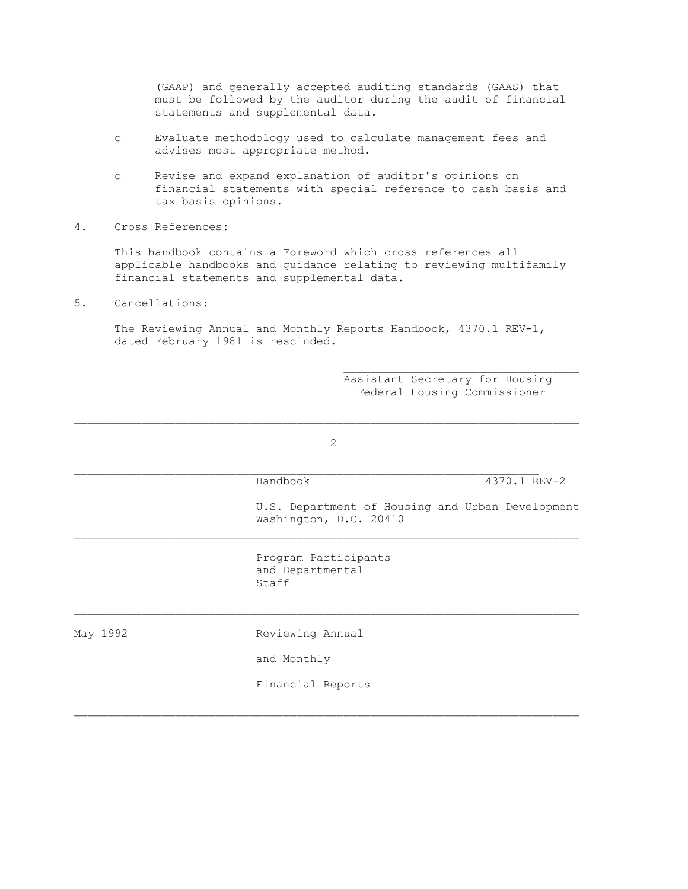(GAAP) and generally accepted auditing standards (GAAS) that must be followed by the auditor during the audit of financial statements and supplemental data.

- o Evaluate methodology used to calculate management fees and advises most appropriate method.

- o Revise and expand explanation of auditor's opinions on financial statements with special reference to cash basis and tax basis opinions.

4. Cross References:

   This handbook contains a Foreword which cross references all applicable handbooks and guidance relating to reviewing multifamily financial statements and supplemental data.

5. Cancellations:

   The Reviewing Annual and Monthly Reports Handbook, 4370.1 REV-1, dated February 1981 is rescinded.

\_\_\_\_\_\_\_\_\_\_\_\_\_\_\_\_\_\_\_\_\_\_\_\_\_\_\_\_\_\_\_\_\_\_\_
Assistant Secretary for Housing
Federal Housing Commissioner

---

Handbook 4370.1 REV-2

U.S. Department of Housing and Urban Development
Washington, D.C. 20410

Program Participants
and Departmental
Staff

May 1992

Reviewing Annual

and Monthly

Financial Reports